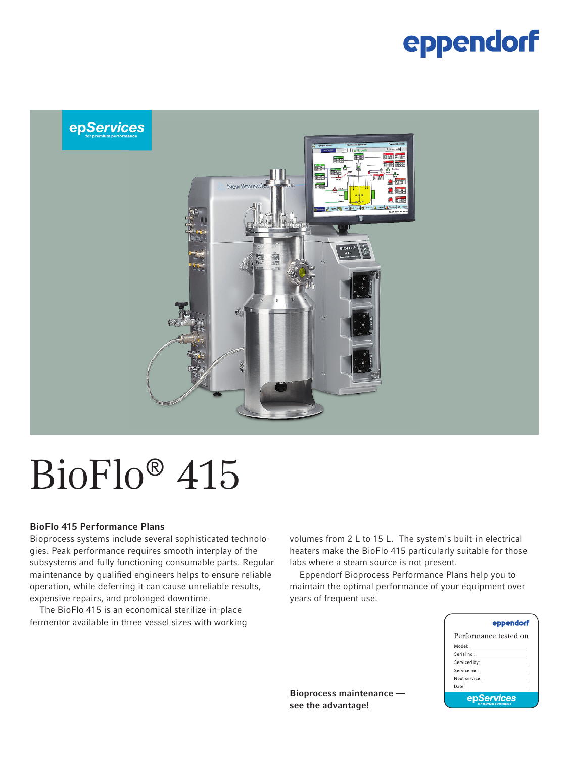# BioFlo® 415

### BioFlo 415 Performance Plans

Bioprocess systems include several sophisticated technologies. Peak performance requires smooth interplay of the subsystems and fully functioning consumable parts. Regular maintenance by qualified engineers helps to ensure reliable operation, while deferring it can cause unreliable results, expensive repairs, and prolonged downtime.

The BioFlo 415 is an economical sterilize-in-place fermentor available in three vessel sizes with working volumes from 2 L to 15 L. The system's built-in electrical heaters make the BioFlo 415 particularly suitable for those labs where a steam source is not present.

Eppendorf Bioprocess Performance Plans help you to maintain the optimal performance of your equipment over years of frequent use.

**Bioprocess maintenance — see the advantage!**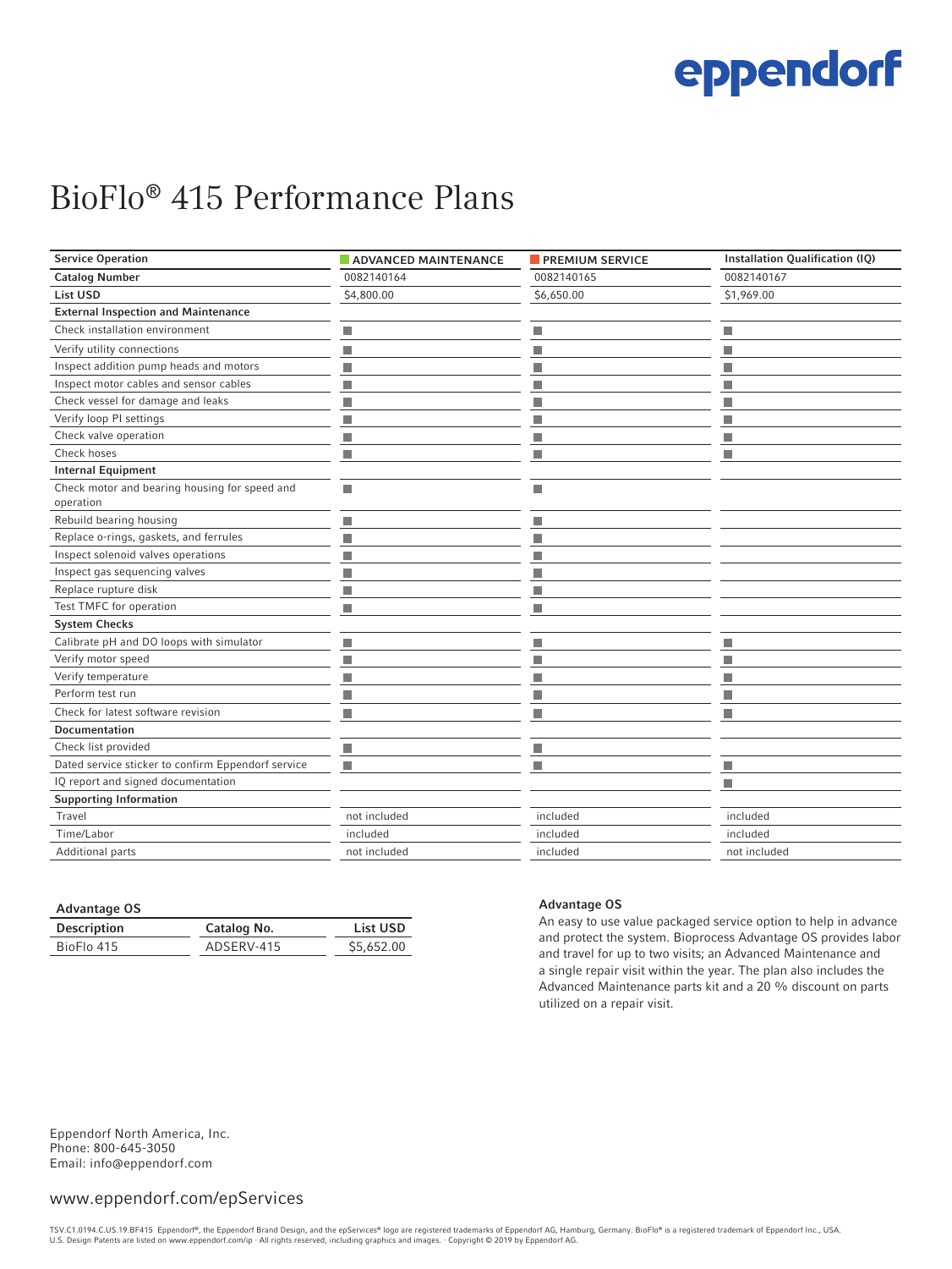# BioFlo® 415 Performance Plans

| Service Operation | ADVANCED MAINTENANCE | PREMIUM SERVICE | Installation Qualification (IQ) |
|---|---|---|---|
| **Catalog Number** | 0082140164 | 0082140165 | 0082140167 |
| **List USD** | $4,800.00 | $6,650.00 | $1,969.00 |
| **External Inspection and Maintenance** | | | |
| Check installation environment | ■ | ■ | ■ |
| Verify utility connections | ■ | ■ | ■ |
| Inspect addition pump heads and motors | ■ | ■ | ■ |
| Inspect motor cables and sensor cables | ■ | ■ | ■ |
| Check vessel for damage and leaks | ■ | ■ | ■ |
| Verify loop PI settings | ■ | ■ | ■ |
| Check valve operation | ■ | ■ | ■ |
| Check hoses | ■ | ■ | ■ |
| **Internal Equipment** | | | |
| Check motor and bearing housing for speed and operation | ■ | ■ | |
| Rebuild bearing housing | ■ | ■ | |
| Replace o-rings, gaskets, and ferrules | ■ | ■ | |
| Inspect solenoid valves operations | ■ | ■ | |
| Inspect gas sequencing valves | ■ | ■ | |
| Replace rupture disk | ■ | ■ | |
| Test TMFC for operation | ■ | ■ | |
| **System Checks** | | | |
| Calibrate pH and DO loops with simulator | ■ | ■ | ■ |
| Verify motor speed | ■ | ■ | ■ |
| Verify temperature | ■ | ■ | ■ |
| Perform test run | ■ | ■ | ■ |
| Check for latest software revision | ■ | ■ | ■ |
| **Documentation** | | | |
| Check list provided | ■ | ■ | |
| Dated service sticker to confirm Eppendorf service | ■ | ■ | ■ |
| IQ report and signed documentation | | | ■ |
| **Supporting Information** | | | |
| Travel | not included | included | included |
| Time/Labor | included | included | included |
| Additional parts | not included | included | not included |

**Advantage OS**

| Description | Catalog No. | List USD |
|---|---|---|
| BioFlo 415 | ADSERV-415 | $5,652.00 |

**Advantage OS**

An easy to use value packaged service option to help in advance and protect the system. Bioprocess Advantage OS provides labor and travel for up to two visits; an Advanced Maintenance and a single repair visit within the year. The plan also includes the Advanced Maintenance parts kit and a 20 % discount on parts utilized on a repair visit.

Eppendorf North America, Inc.
Phone: 800-645-3050
Email: info@eppendorf.com

www.eppendorf.com/epServices

TSV.C1.0194.C.US.19.BF415 Eppendorf®, the Eppendorf Brand Design, and the epServices® logo are registered trademarks of Eppendorf AG, Hamburg, Germany. BioFlo® is a registered trademark of Eppendorf Inc., USA. U.S. Design Patents are listed on www.eppendorf.com/ip · All rights reserved, including graphics and images. · Copyright © 2019 by Eppendorf AG.